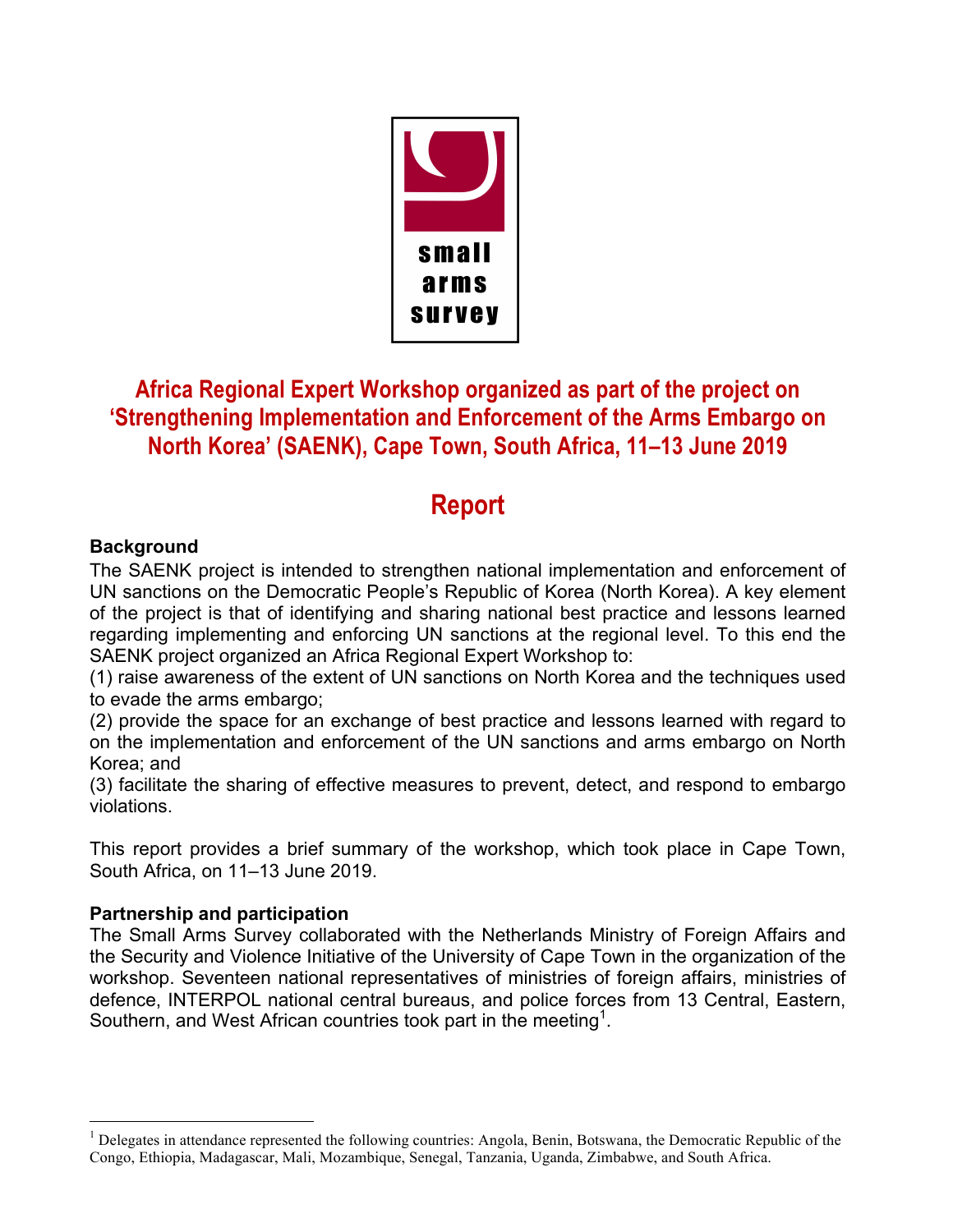small arms survey

# Africa Regional Expert Workshop organized as part of the project on 'Strengthening Implementation and Enforcement of the Arms Embargo on North Korea' (SAENK), Cape Town, South Africa, 11–13 June 2019

## Report

### Background

The SAENK project is intended to strengthen national implementation and enforcement of UN sanctions on the Democratic People's Republic of Korea (North Korea). A key element of the project is that of identifying and sharing national best practice and lessons learned regarding implementing and enforcing UN sanctions at the regional level. To this end the SAENK project organized an Africa Regional Expert Workshop to:

(1) raise awareness of the extent of UN sanctions on North Korea and the techniques used to evade the arms embargo;

(2) provide the space for an exchange of best practice and lessons learned with regard to on the implementation and enforcement of the UN sanctions and arms embargo on North Korea; and

(3) facilitate the sharing of effective measures to prevent, detect, and respond to embargo violations.

This report provides a brief summary of the workshop, which took place in Cape Town, South Africa, on 11–13 June 2019.

### Partnership and participation

The Small Arms Survey collaborated with the Netherlands Ministry of Foreign Affairs and the Security and Violence Initiative of the University of Cape Town in the organization of the workshop. Seventeen national representatives of ministries of foreign affairs, ministries of defence, INTERPOL national central bureaus, and police forces from 13 Central, Eastern, Southern, and West African countries took part in the meeting[1].

[1] Delegates in attendance represented the following countries: Angola, Benin, Botswana, the Democratic Republic of the Congo, Ethiopia, Madagascar, Mali, Mozambique, Senegal, Tanzania, Uganda, Zimbabwe, and South Africa.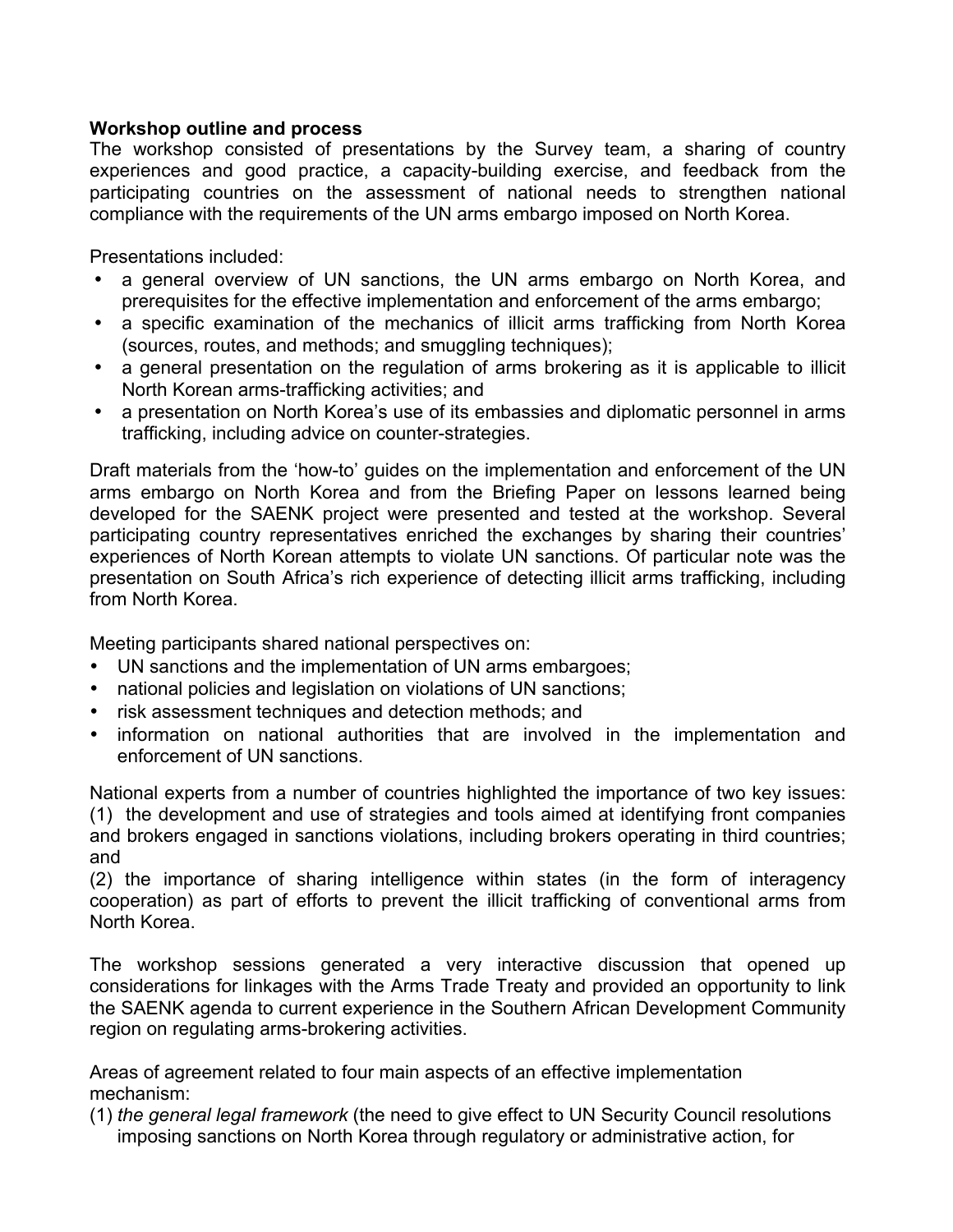**Workshop outline and process**

The workshop consisted of presentations by the Survey team, a sharing of country experiences and good practice, a capacity-building exercise, and feedback from the participating countries on the assessment of national needs to strengthen national compliance with the requirements of the UN arms embargo imposed on North Korea.

Presentations included:

- a general overview of UN sanctions, the UN arms embargo on North Korea, and prerequisites for the effective implementation and enforcement of the arms embargo;
- a specific examination of the mechanics of illicit arms trafficking from North Korea (sources, routes, and methods; and smuggling techniques);
- a general presentation on the regulation of arms brokering as it is applicable to illicit North Korean arms-trafficking activities; and
- a presentation on North Korea's use of its embassies and diplomatic personnel in arms trafficking, including advice on counter-strategies.

Draft materials from the 'how-to' guides on the implementation and enforcement of the UN arms embargo on North Korea and from the Briefing Paper on lessons learned being developed for the SAENK project were presented and tested at the workshop. Several participating country representatives enriched the exchanges by sharing their countries' experiences of North Korean attempts to violate UN sanctions. Of particular note was the presentation on South Africa's rich experience of detecting illicit arms trafficking, including from North Korea.

Meeting participants shared national perspectives on:

- UN sanctions and the implementation of UN arms embargoes;
- national policies and legislation on violations of UN sanctions;
- risk assessment techniques and detection methods; and
- information on national authorities that are involved in the implementation and enforcement of UN sanctions.

National experts from a number of countries highlighted the importance of two key issues:
(1) the development and use of strategies and tools aimed at identifying front companies and brokers engaged in sanctions violations, including brokers operating in third countries; and
(2) the importance of sharing intelligence within states (in the form of interagency cooperation) as part of efforts to prevent the illicit trafficking of conventional arms from North Korea.

The workshop sessions generated a very interactive discussion that opened up considerations for linkages with the Arms Trade Treaty and provided an opportunity to link the SAENK agenda to current experience in the Southern African Development Community region on regulating arms-brokering activities.

Areas of agreement related to four main aspects of an effective implementation mechanism:

(1) *the general legal framework* (the need to give effect to UN Security Council resolutions imposing sanctions on North Korea through regulatory or administrative action, for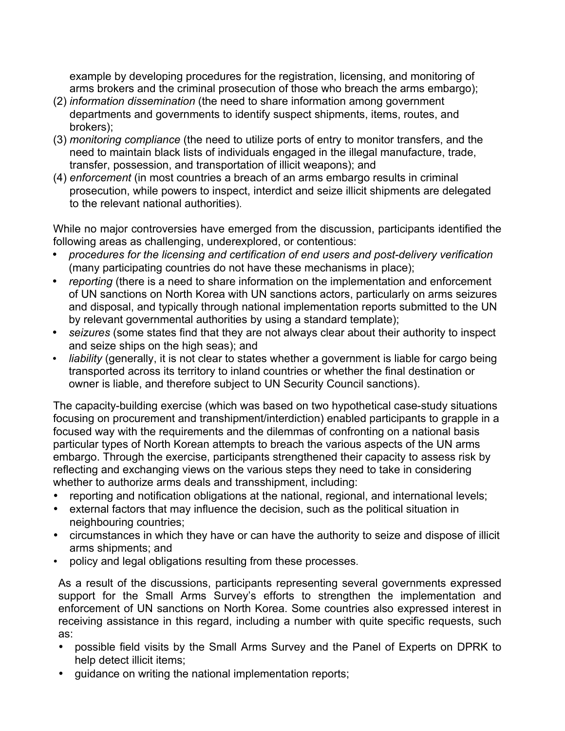example by developing procedures for the registration, licensing, and monitoring of arms brokers and the criminal prosecution of those who breach the arms embargo);

(2) *information dissemination* (the need to share information among government departments and governments to identify suspect shipments, items, routes, and brokers);

(3) *monitoring compliance* (the need to utilize ports of entry to monitor transfers, and the need to maintain black lists of individuals engaged in the illegal manufacture, trade, transfer, possession, and transportation of illicit weapons); and

(4) *enforcement* (in most countries a breach of an arms embargo results in criminal prosecution, while powers to inspect, interdict and seize illicit shipments are delegated to the relevant national authorities).

While no major controversies have emerged from the discussion, participants identified the following areas as challenging, underexplored, or contentious:

- *procedures for the licensing and certification of end users and post-delivery verification* (many participating countries do not have these mechanisms in place);
- *reporting* (there is a need to share information on the implementation and enforcement of UN sanctions on North Korea with UN sanctions actors, particularly on arms seizures and disposal, and typically through national implementation reports submitted to the UN by relevant governmental authorities by using a standard template);
- *seizures* (some states find that they are not always clear about their authority to inspect and seize ships on the high seas); and
- *liability* (generally, it is not clear to states whether a government is liable for cargo being transported across its territory to inland countries or whether the final destination or owner is liable, and therefore subject to UN Security Council sanctions).

The capacity-building exercise (which was based on two hypothetical case-study situations focusing on procurement and transhipment/interdiction) enabled participants to grapple in a focused way with the requirements and the dilemmas of confronting on a national basis particular types of North Korean attempts to breach the various aspects of the UN arms embargo. Through the exercise, participants strengthened their capacity to assess risk by reflecting and exchanging views on the various steps they need to take in considering whether to authorize arms deals and transshipment, including:

- reporting and notification obligations at the national, regional, and international levels;
- external factors that may influence the decision, such as the political situation in neighbouring countries;
- circumstances in which they have or can have the authority to seize and dispose of illicit arms shipments; and
- policy and legal obligations resulting from these processes.

As a result of the discussions, participants representing several governments expressed support for the Small Arms Survey's efforts to strengthen the implementation and enforcement of UN sanctions on North Korea. Some countries also expressed interest in receiving assistance in this regard, including a number with quite specific requests, such as:

- possible field visits by the Small Arms Survey and the Panel of Experts on DPRK to help detect illicit items;
- guidance on writing the national implementation reports;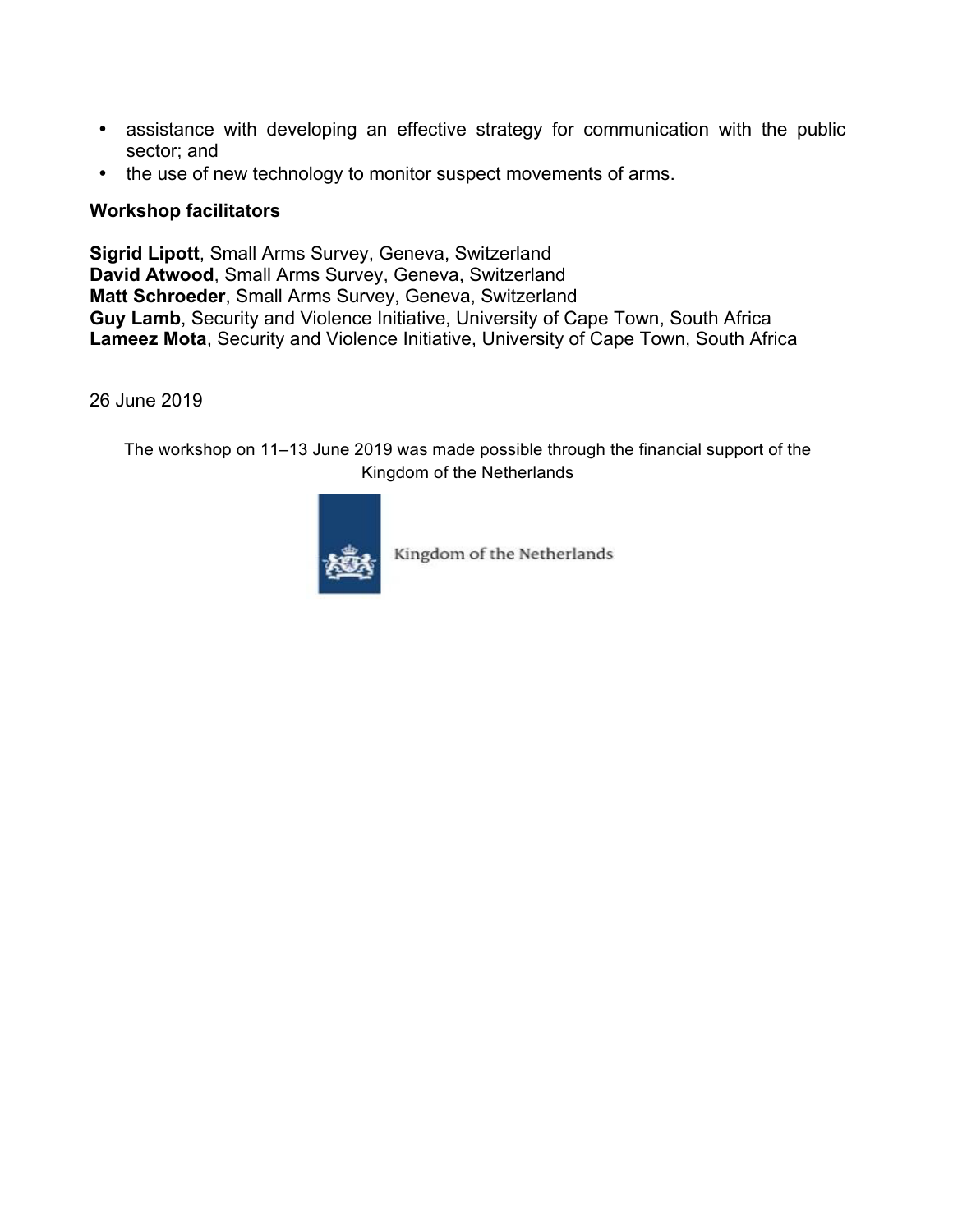- assistance with developing an effective strategy for communication with the public sector; and
- the use of new technology to monitor suspect movements of arms.

**Workshop facilitators**

**Sigrid Lipott**, Small Arms Survey, Geneva, Switzerland
**David Atwood**, Small Arms Survey, Geneva, Switzerland
**Matt Schroeder**, Small Arms Survey, Geneva, Switzerland
**Guy Lamb**, Security and Violence Initiative, University of Cape Town, South Africa
**Lameez Mota**, Security and Violence Initiative, University of Cape Town, South Africa

26 June 2019

The workshop on 11–13 June 2019 was made possible through the financial support of the Kingdom of the Netherlands

Kingdom of the Netherlands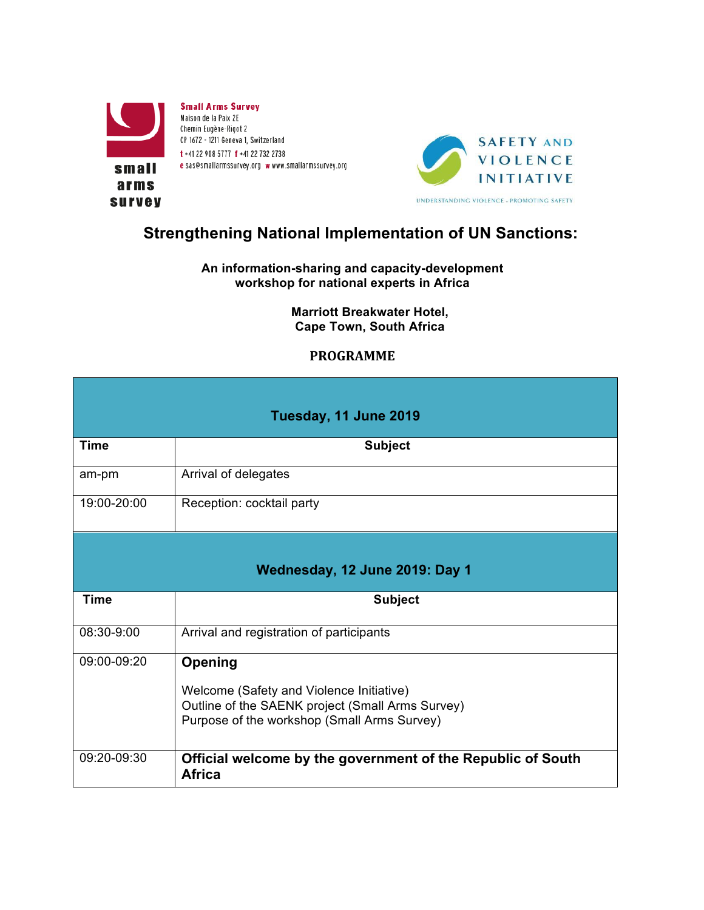**Small Arms Survey**
Maison de la Paix 2E
Chemin Eugène-Rigot 2
CP 1672 - 1211 Geneva 1, Switzerland
t +41 22 908 5777 f +41 22 732 2738
e sas@smallarmssurvey.org w www.smallarmssurvey.org

**SAFETY AND VIOLENCE INITIATIVE**
UNDERSTANDING VIOLENCE · PROMOTING SAFETY

# Strengthening National Implementation of UN Sanctions:

**An information-sharing and capacity-development workshop for national experts in Africa**

**Marriott Breakwater Hotel,
Cape Town, South Africa**

**PROGRAMME**

| **Tuesday, 11 June 2019** | |
|---|---|
| **Time** | **Subject** |
| am-pm | Arrival of delegates |
| 19:00-20:00 | Reception: cocktail party |

| **Wednesday, 12 June 2019: Day 1** | |
|---|---|
| **Time** | **Subject** |
| 08:30-9:00 | Arrival and registration of participants |
| 09:00-09:20 | **Opening**<br><br>Welcome (Safety and Violence Initiative)<br>Outline of the SAENK project (Small Arms Survey)<br>Purpose of the workshop (Small Arms Survey) |
| 09:20-09:30 | **Official welcome by the government of the Republic of South Africa** |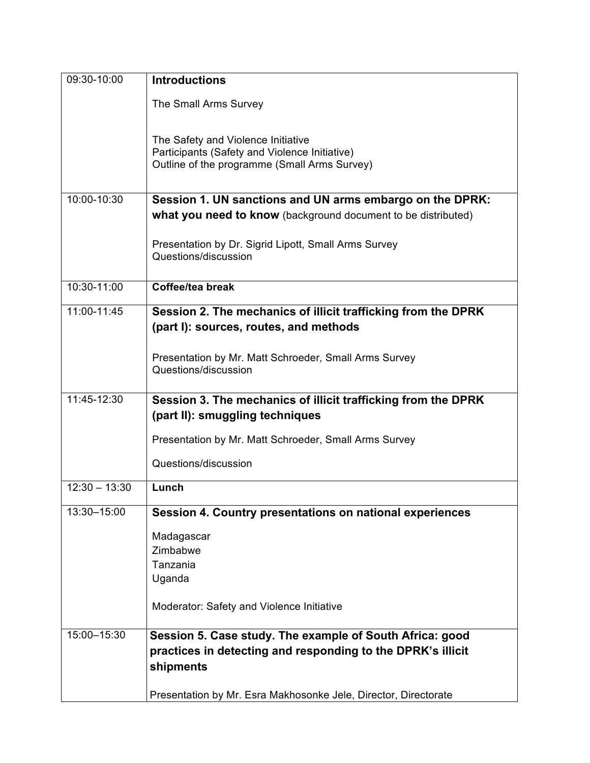| | |
|---|---|
| 09:30-10:00 | **Introductions**<br><br>The Small Arms Survey<br><br>The Safety and Violence Initiative<br>Participants (Safety and Violence Initiative)<br>Outline of the programme (Small Arms Survey) |
| 10:00-10:30 | **Session 1. UN sanctions and UN arms embargo on the DPRK: what you need to know** (background document to be distributed)<br><br>Presentation by Dr. Sigrid Lipott, Small Arms Survey<br>Questions/discussion |
| 10:30-11:00 | **Coffee/tea break** |
| 11:00-11:45 | **Session 2. The mechanics of illicit trafficking from the DPRK (part I): sources, routes, and methods**<br><br>Presentation by Mr. Matt Schroeder, Small Arms Survey<br>Questions/discussion |
| 11:45-12:30 | **Session 3. The mechanics of illicit trafficking from the DPRK (part II): smuggling techniques**<br><br>Presentation by Mr. Matt Schroeder, Small Arms Survey<br><br>Questions/discussion |
| 12:30 – 13:30 | **Lunch** |
| 13:30–15:00 | **Session 4. Country presentations on national experiences**<br><br>Madagascar<br>Zimbabwe<br>Tanzania<br>Uganda<br><br>Moderator: Safety and Violence Initiative |
| 15:00–15:30 | **Session 5. Case study. The example of South Africa: good practices in detecting and responding to the DPRK's illicit shipments**<br><br>Presentation by Mr. Esra Makhosonke Jele, Director, Directorate |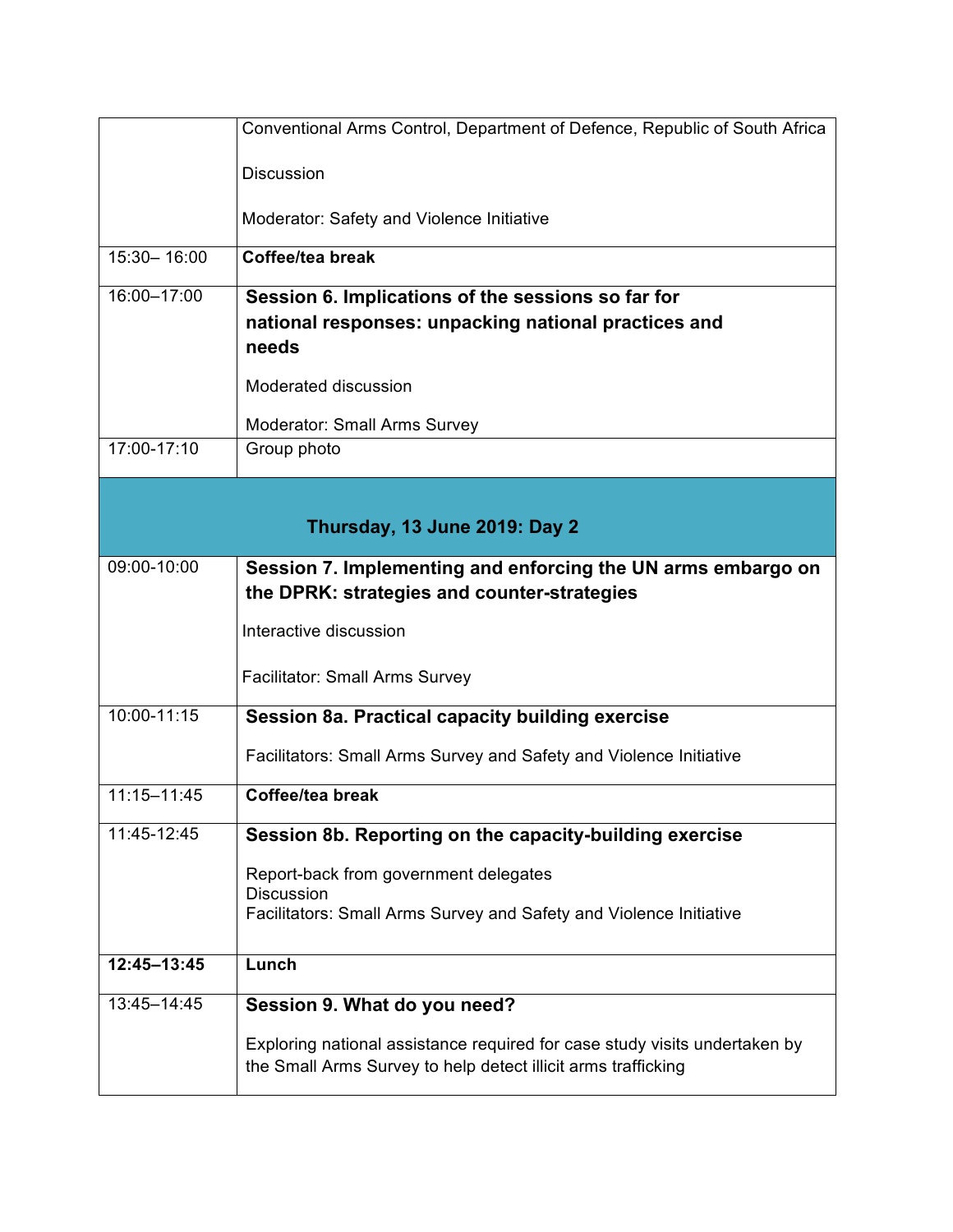| | |
|---|---|
| | Conventional Arms Control, Department of Defence, Republic of South Africa<br><br>Discussion<br><br>Moderator: Safety and Violence Initiative |
| 15:30– 16:00 | **Coffee/tea break** |
| 16:00–17:00 | **Session 6. Implications of the sessions so far for national responses: unpacking national practices and needs**<br><br>Moderated discussion<br><br>Moderator: Small Arms Survey |
| 17:00-17:10 | Group photo |
| **Thursday, 13 June 2019: Day 2** | |
| 09:00-10:00 | **Session 7. Implementing and enforcing the UN arms embargo on the DPRK: strategies and counter-strategies**<br><br>Interactive discussion<br><br>Facilitator: Small Arms Survey |
| 10:00-11:15 | **Session 8a. Practical capacity building exercise**<br><br>Facilitators: Small Arms Survey and Safety and Violence Initiative |
| 11:15–11:45 | **Coffee/tea break** |
| 11:45-12:45 | **Session 8b. Reporting on the capacity-building exercise**<br><br>Report-back from government delegates<br>Discussion<br>Facilitators: Small Arms Survey and Safety and Violence Initiative |
| **12:45–13:45** | **Lunch** |
| 13:45–14:45 | **Session 9. What do you need?**<br><br>Exploring national assistance required for case study visits undertaken by the Small Arms Survey to help detect illicit arms trafficking |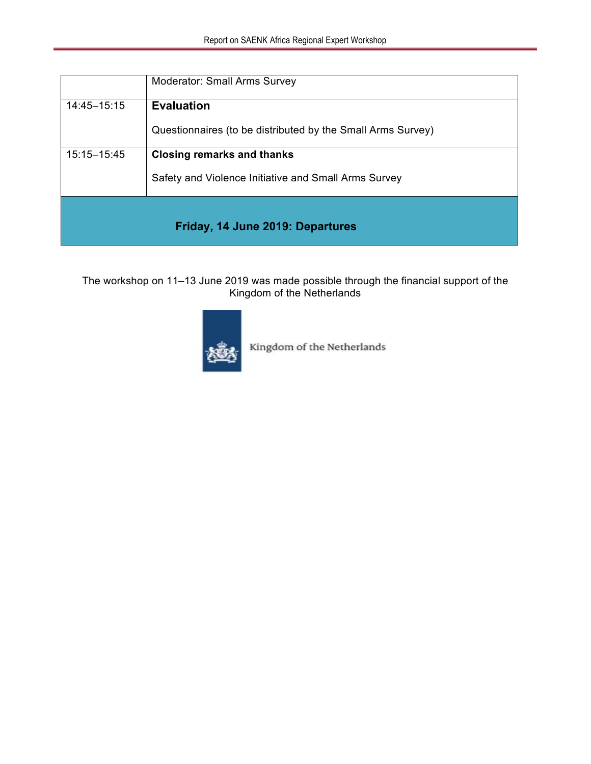| | |
|---|---|
| | Moderator: Small Arms Survey |
| 14:45–15:15 | **Evaluation**<br><br>Questionnaires (to be distributed by the Small Arms Survey) |
| 15:15–15:45 | **Closing remarks and thanks**<br><br>Safety and Violence Initiative and Small Arms Survey |
| **Friday, 14 June 2019: Departures** | |

The workshop on 11–13 June 2019 was made possible through the financial support of the Kingdom of the Netherlands

Kingdom of the Netherlands